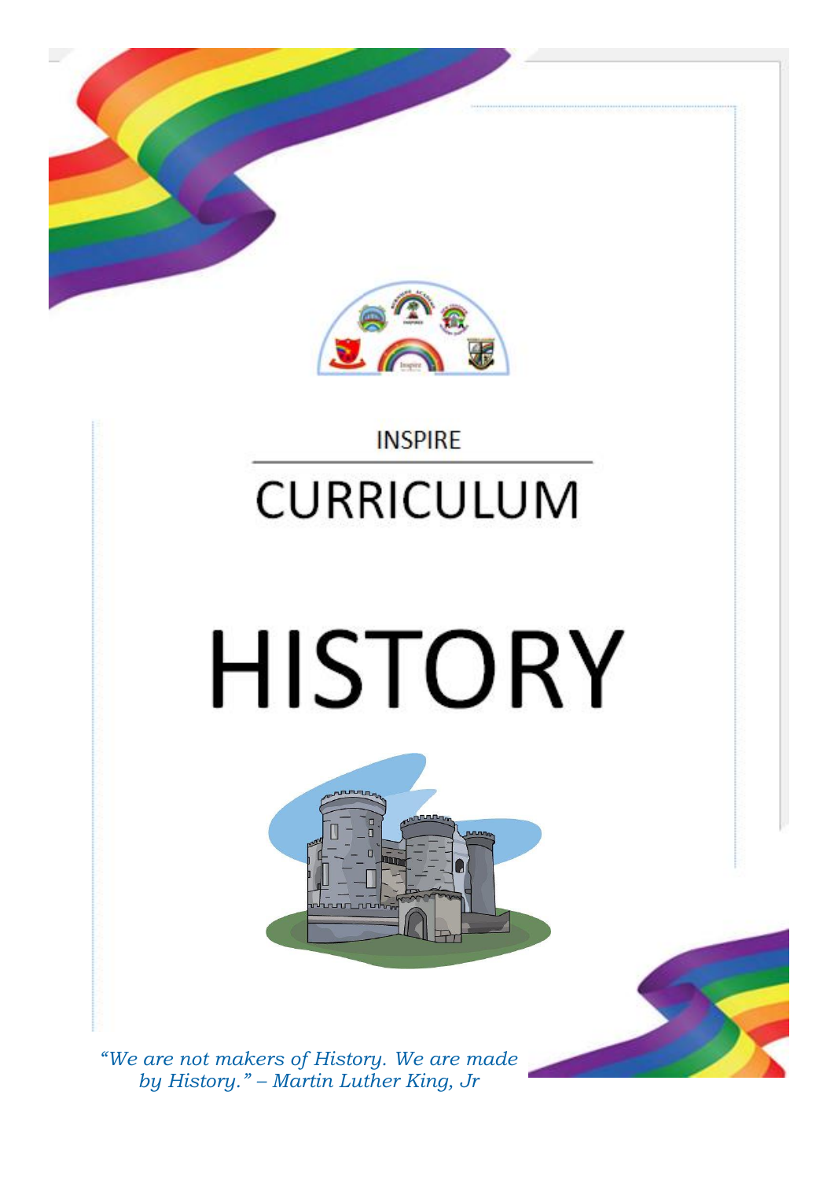INSPIRE

# CURRICULUM

# HISTORY

*"We are not makers of History. We are made by History." – Martin Luther King, Jr*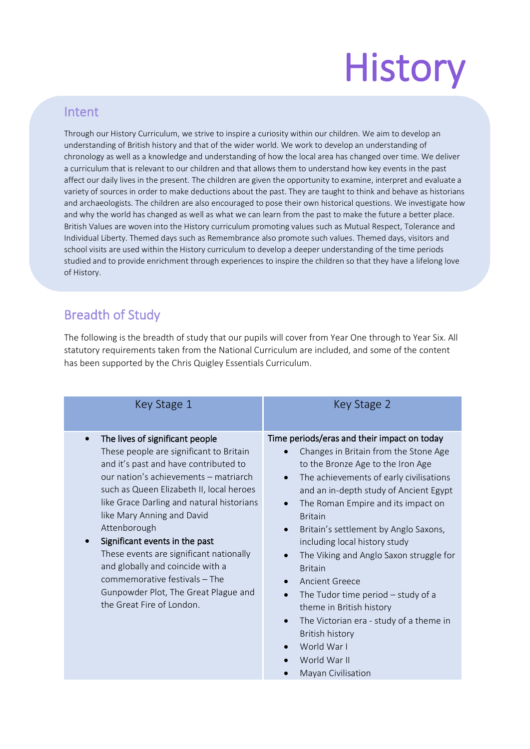# History

## Intent

Through our History Curriculum, we strive to inspire a curiosity within our children. We aim to develop an understanding of British history and that of the wider world. We work to develop an understanding of chronology as well as a knowledge and understanding of how the local area has changed over time. We deliver a curriculum that is relevant to our children and that allows them to understand how key events in the past affect our daily lives in the present. The children are given the opportunity to examine, interpret and evaluate a variety of sources in order to make deductions about the past. They are taught to think and behave as historians and archaeologists. The children are also encouraged to pose their own historical questions. We investigate how and why the world has changed as well as what we can learn from the past to make the future a better place. British Values are woven into the History curriculum promoting values such as Mutual Respect, Tolerance and Individual Liberty. Themed days such as Remembrance also promote such values. Themed days, visitors and school visits are used within the History curriculum to develop a deeper understanding of the time periods studied and to provide enrichment through experiences to inspire the children so that they have a lifelong love of History.

## Breadth of Study

The following is the breadth of study that our pupils will cover from Year One through to Year Six. All statutory requirements taken from the National Curriculum are included, and some of the content has been supported by the Chris Quigley Essentials Curriculum.

| Key Stage 1 | Key Stage 2 |
|---|---|
| • The lives of significant people<br>These people are significant to Britain and it's past and have contributed to our nation's achievements – matriarch such as Queen Elizabeth II, local heroes like Grace Darling and natural historians like Mary Anning and David Attenborough<br>• Significant events in the past<br>These events are significant nationally and globally and coincide with a commemorative festivals – The Gunpowder Plot, The Great Plague and the Great Fire of London. | Time periods/eras and their impact on today<br>• Changes in Britain from the Stone Age to the Bronze Age to the Iron Age<br>• The achievements of early civilisations and an in-depth study of Ancient Egypt<br>• The Roman Empire and its impact on Britain<br>• Britain's settlement by Anglo Saxons, including local history study<br>• The Viking and Anglo Saxon struggle for Britain<br>• Ancient Greece<br>• The Tudor time period – study of a theme in British history<br>• The Victorian era - study of a theme in British history<br>• World War I<br>• World War II<br>• Mayan Civilisation |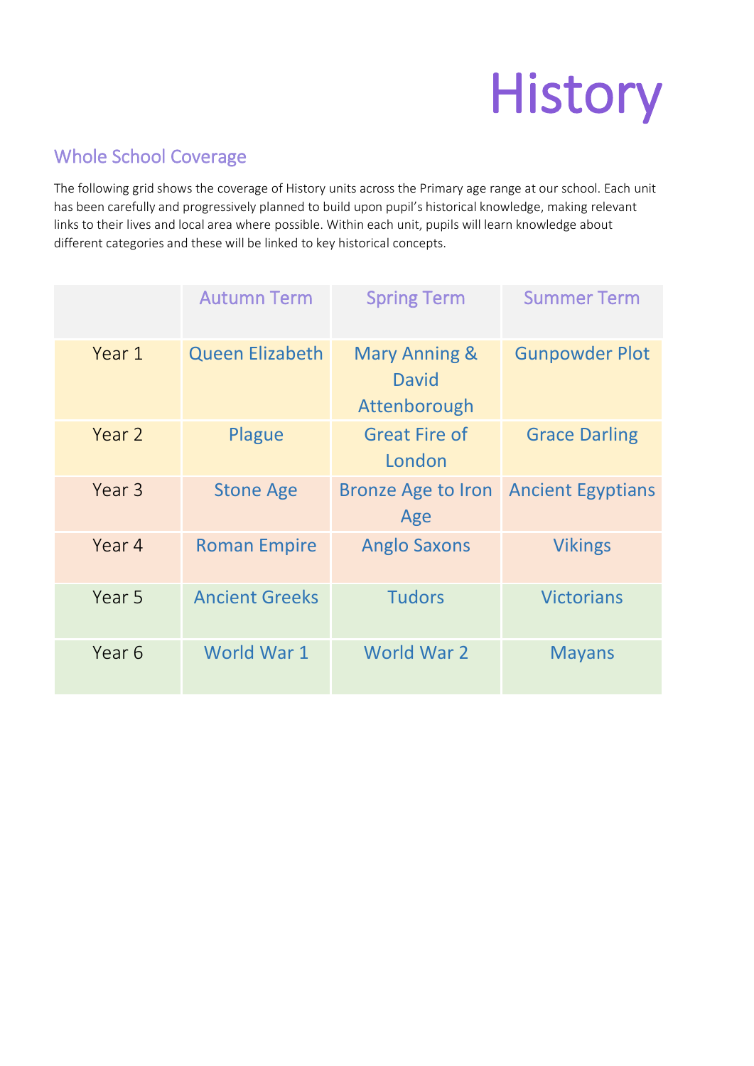# History

## Whole School Coverage

The following grid shows the coverage of History units across the Primary age range at our school. Each unit has been carefully and progressively planned to build upon pupil's historical knowledge, making relevant links to their lives and local area where possible. Within each unit, pupils will learn knowledge about different categories and these will be linked to key historical concepts.

| | Autumn Term | Spring Term | Summer Term |
|---|---|---|---|
| Year 1 | Queen Elizabeth | Mary Anning & David Attenborough | Gunpowder Plot |
| Year 2 | Plague | Great Fire of London | Grace Darling |
| Year 3 | Stone Age | Bronze Age to Iron Age | Ancient Egyptians |
| Year 4 | Roman Empire | Anglo Saxons | Vikings |
| Year 5 | Ancient Greeks | Tudors | Victorians |
| Year 6 | World War 1 | World War 2 | Mayans |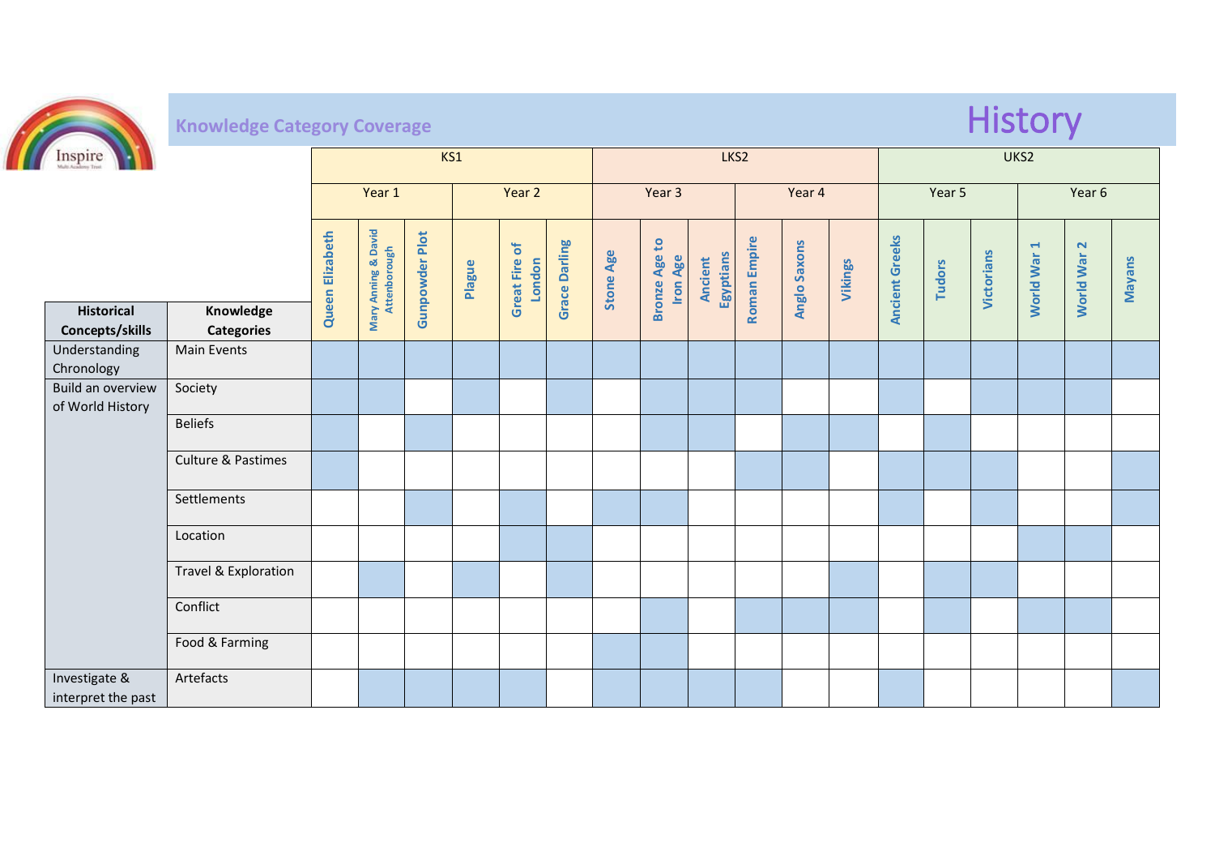# History

## Knowledge Category Coverage

Inspire Multi-Academy Trust

(✓ = shaded cell in the original chart)

| Historical Concepts/skills | Knowledge Categories | KS1 | | | | | | LKS2 | | | | | | UKS2 | | | | | |
|---|---|---|---|---|---|---|---|---|---|---|---|---|---|---|---|---|---|---|---|
| | | Year 1 | | | Year 2 | | | Year 3 | | | Year 4 | | | Year 5 | | | Year 6 | | |
| | | Queen Elizabeth | Mary Anning & David Attenborough | Gunpowder Plot | Plague | Great Fire of London | Grace Darling | Stone Age | Bronze Age to Iron Age | Ancient Egyptians | Roman Empire | Anglo Saxons | Vikings | Ancient Greeks | Tudors | Victorians | World War 1 | World War 2 | Mayans |
| Understanding Chronology | Main Events | ✓ | ✓ | ✓ | ✓ | ✓ | ✓ | ✓ | ✓ | ✓ | ✓ | ✓ | ✓ | ✓ | ✓ | ✓ | ✓ | ✓ | ✓ |
| Build an overview of World History | Society | ✓ | ✓ | | ✓ | | ✓ | | ✓ | ✓ | ✓ | | | ✓ | | ✓ | ✓ | ✓ | |
| | Beliefs | ✓ | | ✓ | | | | | ✓ | ✓ | | ✓ | ✓ | | ✓ | | | | |
| | Culture & Pastimes | ✓ | | | | | | | | | ✓ | ✓ | | ✓ | ✓ | ✓ | | | ✓ |
| | Settlements | | | ✓ | | ✓ | | ✓ | ✓ | | | | | ✓ | | ✓ | | | ✓ |
| | Location | | | | | ✓ | ✓ | | | | | | | | | | ✓ | ✓ | |
| | Travel & Exploration | | ✓ | | ✓ | | ✓ | | | | | | ✓ | | ✓ | ✓ | | | |
| | Conflict | | | | | | | | ✓ | | ✓ | ✓ | ✓ | | ✓ | | ✓ | ✓ | |
| | Food & Farming | | | | | | | ✓ | ✓ | | | | | | | | | | |
| Investigate & interpret the past | Artefacts | | ✓ | ✓ | ✓ | ✓ | | ✓ | ✓ | ✓ | ✓ | | | ✓ | | | | | ✓ |